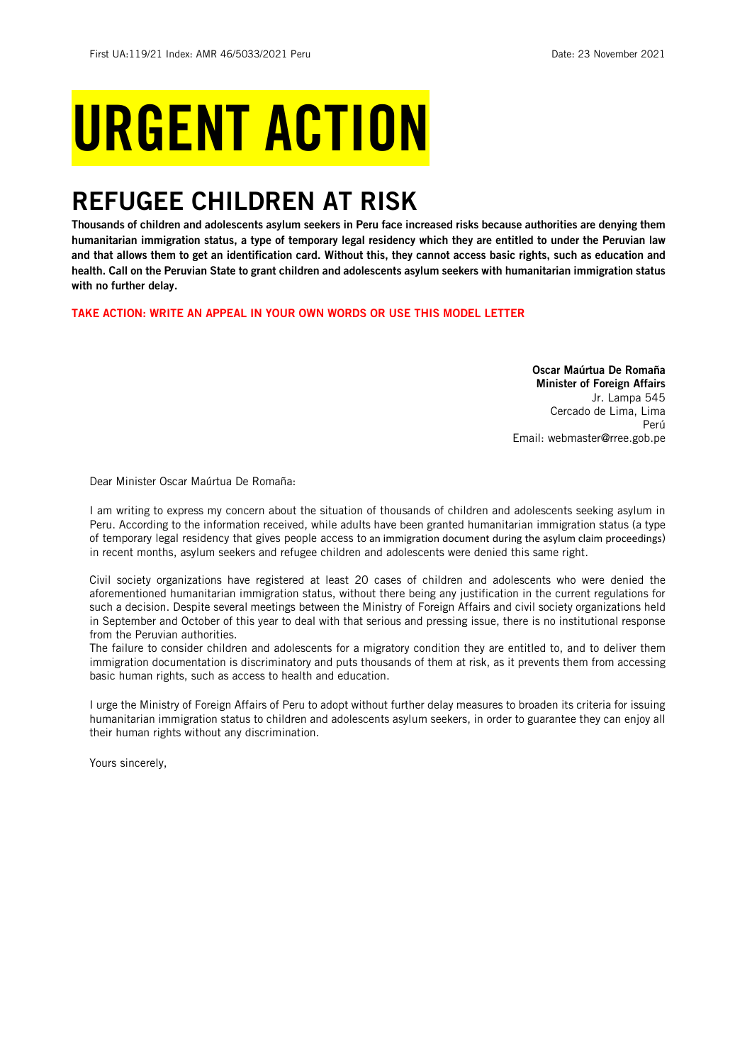First UA:119/21 Index: AMR 46/5033/2021 Peru Date: 23 November 2021

# URGENT ACTION

## REFUGEE CHILDREN AT RISK

**Thousands of children and adolescents asylum seekers in Peru face increased risks because authorities are denying them humanitarian immigration status, a type of temporary legal residency which they are entitled to under the Peruvian law and that allows them to get an identification card. Without this, they cannot access basic rights, such as education and health. Call on the Peruvian State to grant children and adolescents asylum seekers with humanitarian immigration status with no further delay.**

**TAKE ACTION: WRITE AN APPEAL IN YOUR OWN WORDS OR USE THIS MODEL LETTER**

**Oscar Maúrtua De Romaña**
**Minister of Foreign Affairs**
Jr. Lampa 545
Cercado de Lima, Lima
Perú
Email: webmaster@rree.gob.pe

Dear Minister Oscar Maúrtua De Romaña:

I am writing to express my concern about the situation of thousands of children and adolescents seeking asylum in Peru. According to the information received, while adults have been granted humanitarian immigration status (a type of temporary legal residency that gives people access to an immigration document during the asylum claim proceedings) in recent months, asylum seekers and refugee children and adolescents were denied this same right.

Civil society organizations have registered at least 20 cases of children and adolescents who were denied the aforementioned humanitarian immigration status, without there being any justification in the current regulations for such a decision. Despite several meetings between the Ministry of Foreign Affairs and civil society organizations held in September and October of this year to deal with that serious and pressing issue, there is no institutional response from the Peruvian authorities.
The failure to consider children and adolescents for a migratory condition they are entitled to, and to deliver them immigration documentation is discriminatory and puts thousands of them at risk, as it prevents them from accessing basic human rights, such as access to health and education.

I urge the Ministry of Foreign Affairs of Peru to adopt without further delay measures to broaden its criteria for issuing humanitarian immigration status to children and adolescents asylum seekers, in order to guarantee they can enjoy all their human rights without any discrimination.

Yours sincerely,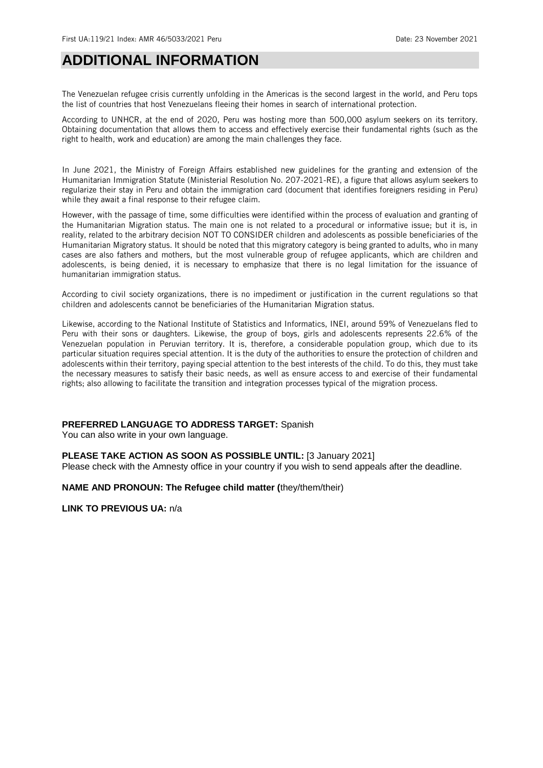# ADDITIONAL INFORMATION

The Venezuelan refugee crisis currently unfolding in the Americas is the second largest in the world, and Peru tops the list of countries that host Venezuelans fleeing their homes in search of international protection.

According to UNHCR, at the end of 2020, Peru was hosting more than 500,000 asylum seekers on its territory. Obtaining documentation that allows them to access and effectively exercise their fundamental rights (such as the right to health, work and education) are among the main challenges they face.

In June 2021, the Ministry of Foreign Affairs established new guidelines for the granting and extension of the Humanitarian Immigration Statute (Ministerial Resolution No. 207-2021-RE), a figure that allows asylum seekers to regularize their stay in Peru and obtain the immigration card (document that identifies foreigners residing in Peru) while they await a final response to their refugee claim.

However, with the passage of time, some difficulties were identified within the process of evaluation and granting of the Humanitarian Migration status. The main one is not related to a procedural or informative issue; but it is, in reality, related to the arbitrary decision NOT TO CONSIDER children and adolescents as possible beneficiaries of the Humanitarian Migratory status. It should be noted that this migratory category is being granted to adults, who in many cases are also fathers and mothers, but the most vulnerable group of refugee applicants, which are children and adolescents, is being denied, it is necessary to emphasize that there is no legal limitation for the issuance of humanitarian immigration status.

According to civil society organizations, there is no impediment or justification in the current regulations so that children and adolescents cannot be beneficiaries of the Humanitarian Migration status.

Likewise, according to the National Institute of Statistics and Informatics, INEI, around 59% of Venezuelans fled to Peru with their sons or daughters. Likewise, the group of boys, girls and adolescents represents 22.6% of the Venezuelan population in Peruvian territory. It is, therefore, a considerable population group, which due to its particular situation requires special attention. It is the duty of the authorities to ensure the protection of children and adolescents within their territory, paying special attention to the best interests of the child. To do this, they must take the necessary measures to satisfy their basic needs, as well as ensure access to and exercise of their fundamental rights; also allowing to facilitate the transition and integration processes typical of the migration process.

**PREFERRED LANGUAGE TO ADDRESS TARGET:** Spanish
You can also write in your own language.

**PLEASE TAKE ACTION AS SOON AS POSSIBLE UNTIL:** [3 January 2021]
Please check with the Amnesty office in your country if you wish to send appeals after the deadline.

**NAME AND PRONOUN: The Refugee child matter (**they/them/their)

**LINK TO PREVIOUS UA:** n/a